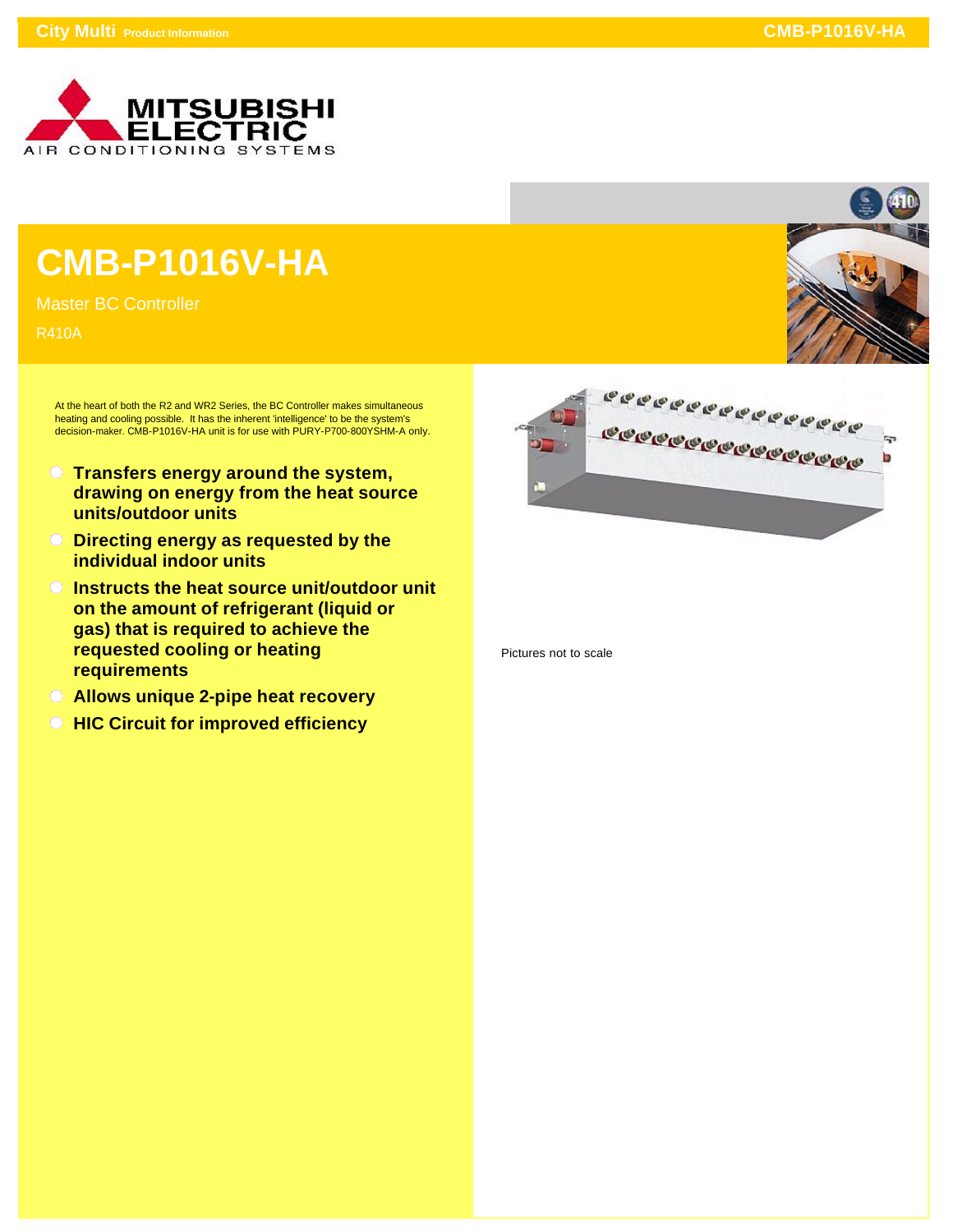# CMB-P1016V-HA

Master BC Controller

R410A

At the heart of both the R2 and WR2 Series, the BC Controller makes simultaneous heating and cooling possible. It has the inherent 'intelligence' to be the system's decision-maker. CMB-P1016V-HA unit is for use with PURY-P700-800YSHM-A only.

- **Transfers energy around the system, drawing on energy from the heat source units/outdoor units**
- **Directing energy as requested by the individual indoor units**
- **Instructs the heat source unit/outdoor unit on the amount of refrigerant (liquid or gas) that is required to achieve the requested cooling or heating requirements**
- **Allows unique 2-pipe heat recovery**
- **HIC Circuit for improved efficiency**

Pictures not to scale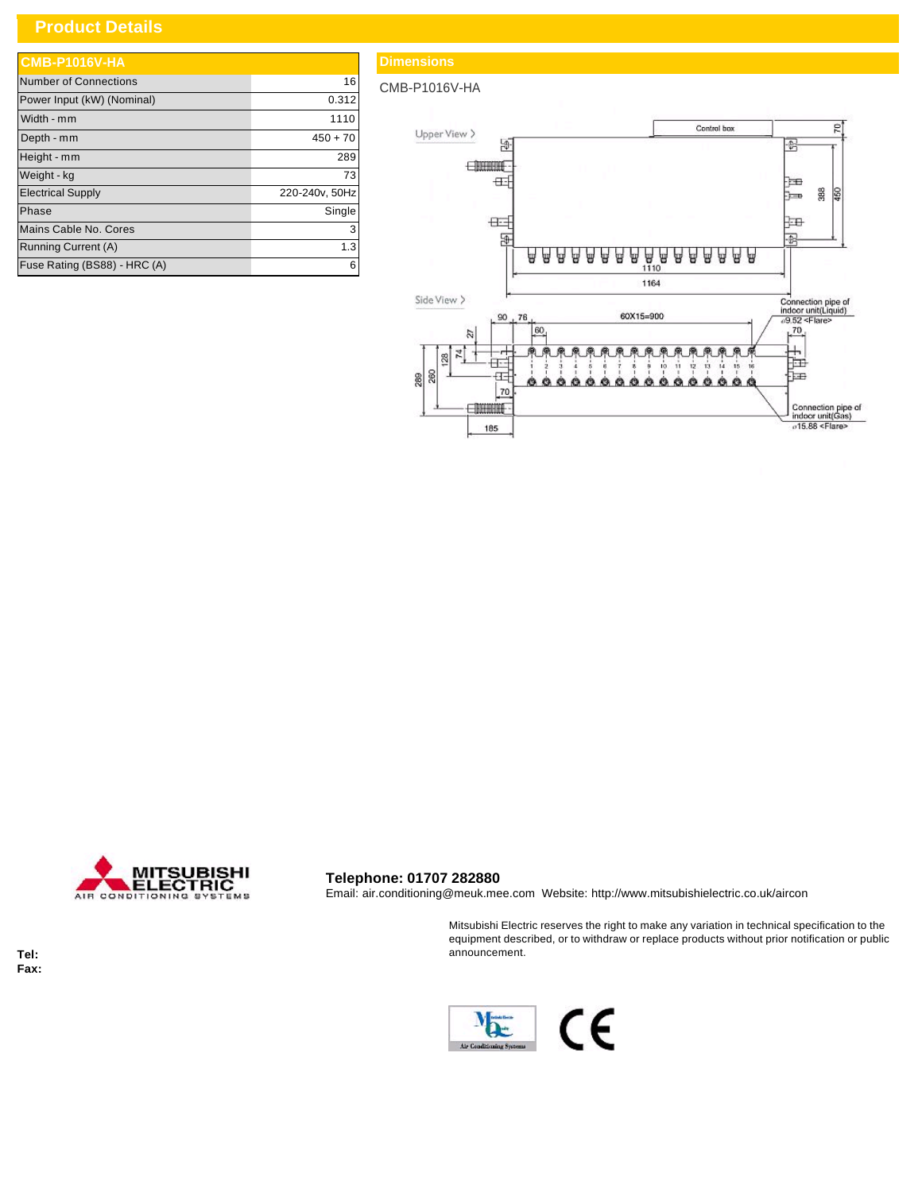## Product Details

| CMB-P1016V-HA | |
|---|---|
| Number of Connections | 16 |
| Power Input (kW) (Nominal) | 0.312 |
| Width - mm | 1110 |
| Depth - mm | 450 + 70 |
| Height - mm | 289 |
| Weight - kg | 73 |
| Electrical Supply | 220-240v, 50Hz |
| Phase | Single |
| Mains Cable No. Cores | 3 |
| Running Current (A) | 1.3 |
| Fuse Rating (BS88) - HRC (A) | 6 |

### Dimensions

CMB-P1016V-HA

Upper View

Control box

70

25

388

450

1110

1164

Side View

90

76

60X15=900

60

27

74

128

289

260

70

185

Connection pipe of indoor unit(Liquid) ø9.52 <Flare>

70

Connection pipe of indoor unit(Gas) ø15.88 <Flare>

1 2 3 4 5 6 7 8 9 10 11 12 13 14 15 16

**Telephone: 01707 282880**

Email: air.conditioning@meuk.mee.com Website: http://www.mitsubishielectric.co.uk/aircon

Mitsubishi Electric reserves the right to make any variation in technical specification to the equipment described, or to withdraw or replace products without prior notification or public announcement.

**Tel:**

**Fax:**